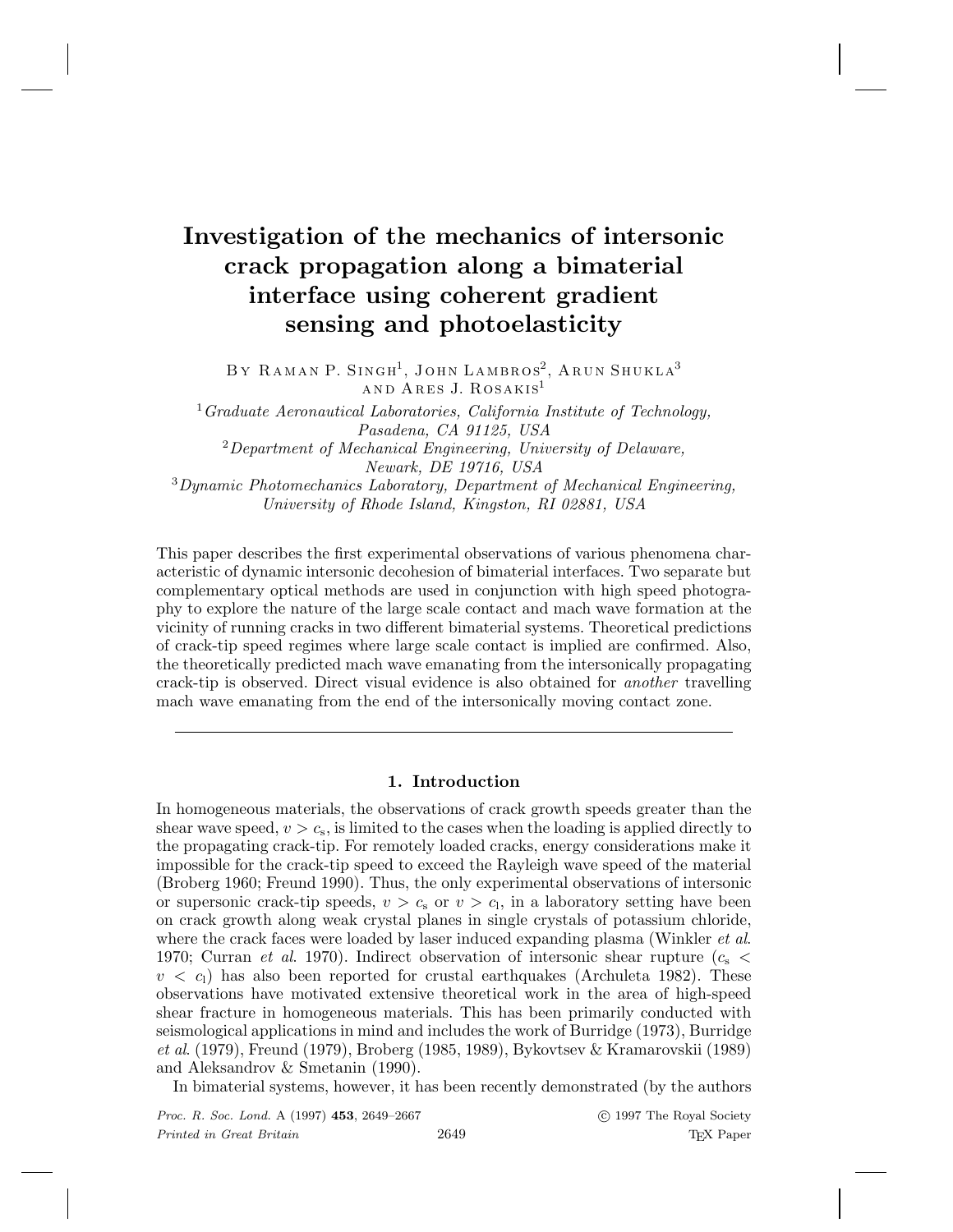# Investigation of the mechanics of intersonic crack propagation along a bimaterial interface using coherent gradient sensing and photoelasticity

By Raman P. Singh[1], John Lambros[2], Arun Shukla[3] and Ares J. Rosakis[1]

[1] *Graduate Aeronautical Laboratories, California Institute of Technology, Pasadena, CA 91125, USA*

[2] *Department of Mechanical Engineering, University of Delaware, Newark, DE 19716, USA*

[3] *Dynamic Photomechanics Laboratory, Department of Mechanical Engineering, University of Rhode Island, Kingston, RI 02881, USA*

This paper describes the first experimental observations of various phenomena characteristic of dynamic intersonic decohesion of bimaterial interfaces. Two separate but complementary optical methods are used in conjunction with high speed photography to explore the nature of the large scale contact and mach wave formation at the vicinity of running cracks in two different bimaterial systems. Theoretical predictions of crack-tip speed regimes where large scale contact is implied are confirmed. Also, the theoretically predicted mach wave emanating from the intersonically propagating crack-tip is observed. Direct visual evidence is also obtained for *another* travelling mach wave emanating from the end of the intersonically moving contact zone.

## 1. Introduction

In homogeneous materials, the observations of crack growth speeds greater than the shear wave speed, $v > c_s$, is limited to the cases when the loading is applied directly to the propagating crack-tip. For remotely loaded cracks, energy considerations make it impossible for the crack-tip speed to exceed the Rayleigh wave speed of the material (Broberg 1960; Freund 1990). Thus, the only experimental observations of intersonic or supersonic crack-tip speeds, $v > c_s$ or $v > c_l$, in a laboratory setting have been on crack growth along weak crystal planes in single crystals of potassium chloride, where the crack faces were loaded by laser induced expanding plasma (Winkler *et al*. 1970; Curran *et al*. 1970). Indirect observation of intersonic shear rupture ($c_s < v < c_l$) has also been reported for crustal earthquakes (Archuleta 1982). These observations have motivated extensive theoretical work in the area of high-speed shear fracture in homogeneous materials. This has been primarily conducted with seismological applications in mind and includes the work of Burridge (1973), Burridge *et al*. (1979), Freund (1979), Broberg (1985, 1989), Bykovtsev & Kramarovskii (1989) and Aleksandrov & Smetanin (1990).

In bimaterial systems, however, it has been recently demonstrated (by the authors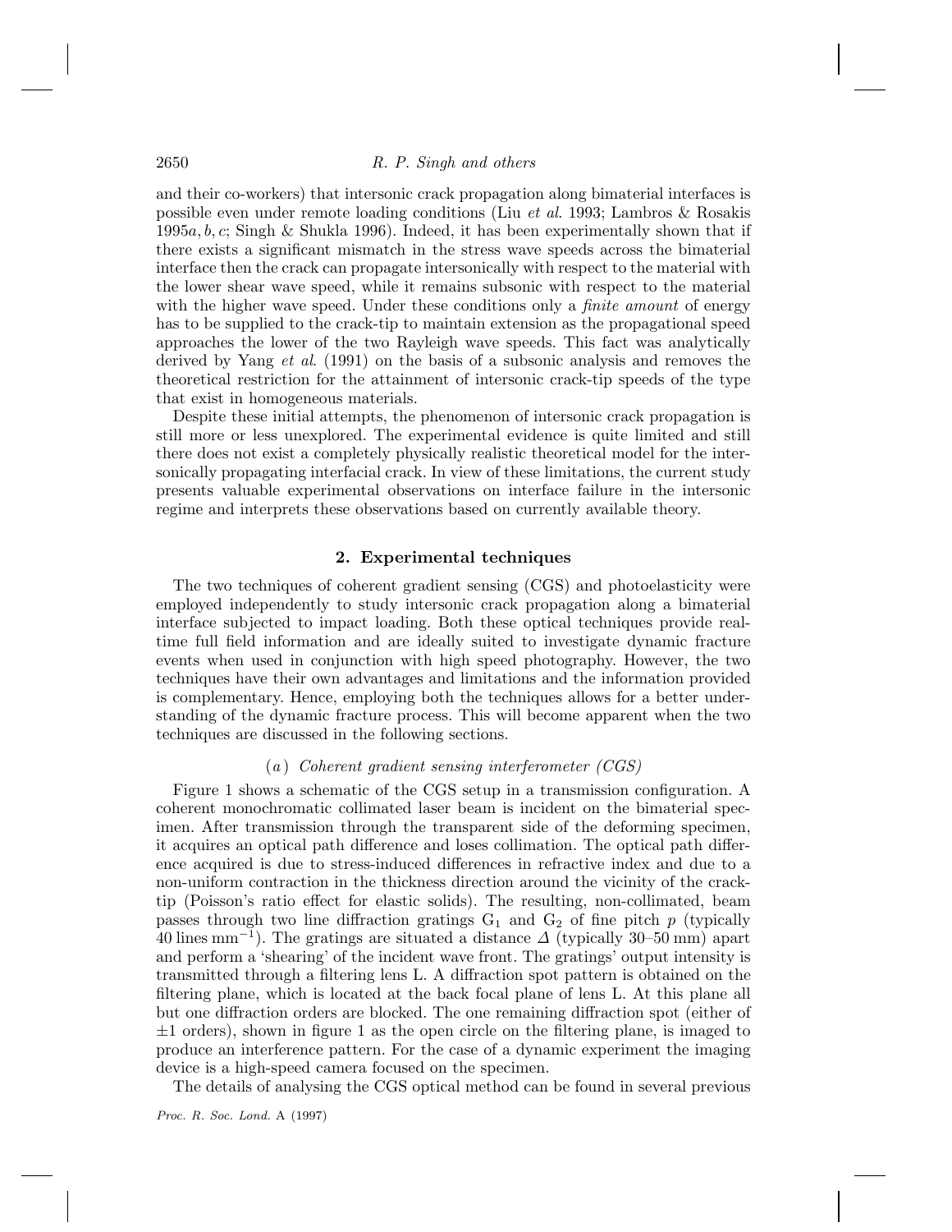and their co-workers) that intersonic crack propagation along bimaterial interfaces is possible even under remote loading conditions (Liu *et al*. 1993; Lambros & Rosakis 1995*a*, *b*, *c*; Singh & Shukla 1996). Indeed, it has been experimentally shown that if there exists a significant mismatch in the stress wave speeds across the bimaterial interface then the crack can propagate intersonically with respect to the material with the lower shear wave speed, while it remains subsonic with respect to the material with the higher wave speed. Under these conditions only a *finite amount* of energy has to be supplied to the crack-tip to maintain extension as the propagational speed approaches the lower of the two Rayleigh wave speeds. This fact was analytically derived by Yang *et al*. (1991) on the basis of a subsonic analysis and removes the theoretical restriction for the attainment of intersonic crack-tip speeds of the type that exist in homogeneous materials.

Despite these initial attempts, the phenomenon of intersonic crack propagation is still more or less unexplored. The experimental evidence is quite limited and still there does not exist a completely physically realistic theoretical model for the intersonically propagating interfacial crack. In view of these limitations, the current study presents valuable experimental observations on interface failure in the intersonic regime and interprets these observations based on currently available theory.

## 2. Experimental techniques

The two techniques of coherent gradient sensing (CGS) and photoelasticity were employed independently to study intersonic crack propagation along a bimaterial interface subjected to impact loading. Both these optical techniques provide real-time full field information and are ideally suited to investigate dynamic fracture events when used in conjunction with high speed photography. However, the two techniques have their own advantages and limitations and the information provided is complementary. Hence, employing both the techniques allows for a better understanding of the dynamic fracture process. This will become apparent when the two techniques are discussed in the following sections.

### (*a*) *Coherent gradient sensing interferometer (CGS)*

Figure 1 shows a schematic of the CGS setup in a transmission configuration. A coherent monochromatic collimated laser beam is incident on the bimaterial specimen. After transmission through the transparent side of the deforming specimen, it acquires an optical path difference and loses collimation. The optical path difference acquired is due to stress-induced differences in refractive index and due to a non-uniform contraction in the thickness direction around the vicinity of the crack-tip (Poisson's ratio effect for elastic solids). The resulting, non-collimated, beam passes through two line diffraction gratings $G_1$ and $G_2$ of fine pitch $p$ (typically 40 lines $\text{mm}^{-1}$). The gratings are situated a distance $\Delta$ (typically 30–50 mm) apart and perform a 'shearing' of the incident wave front. The gratings' output intensity is transmitted through a filtering lens L. A diffraction spot pattern is obtained on the filtering plane, which is located at the back focal plane of lens L. At this plane all but one diffraction orders are blocked. The one remaining diffraction spot (either of $\pm 1$ orders), shown in figure 1 as the open circle on the filtering plane, is imaged to produce an interference pattern. For the case of a dynamic experiment the imaging device is a high-speed camera focused on the specimen.

The details of analysing the CGS optical method can be found in several previous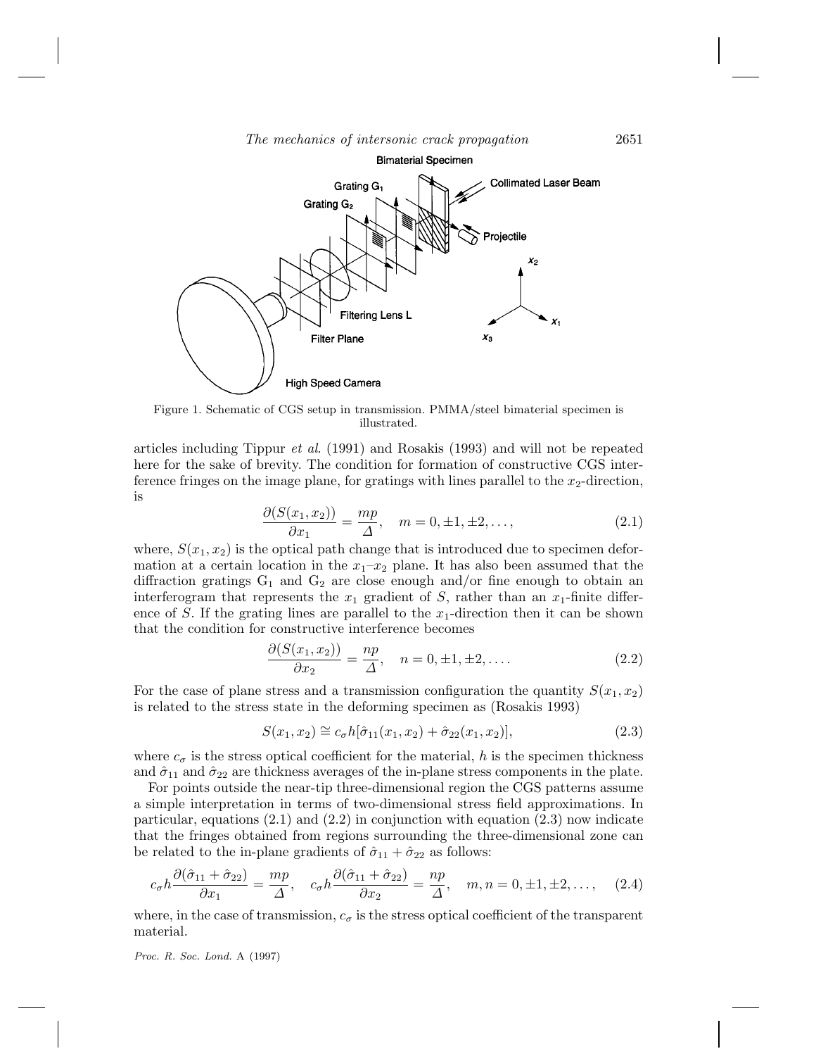Figure 1. Schematic of CGS setup in transmission. PMMA/steel bimaterial specimen is illustrated.

articles including Tippur *et al*. (1991) and Rosakis (1993) and will not be repeated here for the sake of brevity. The condition for formation of constructive CGS interference fringes on the image plane, for gratings with lines parallel to the $x_2$-direction, is

$$\frac{\partial(S(x_1, x_2))}{\partial x_1} = \frac{mp}{\Delta}, \quad m = 0, \pm 1, \pm 2, \ldots, \tag{2.1}$$

where, $S(x_1, x_2)$ is the optical path change that is introduced due to specimen deformation at a certain location in the $x_1$–$x_2$ plane. It has also been assumed that the diffraction gratings $G_1$ and $G_2$ are close enough and/or fine enough to obtain an interferogram that represents the $x_1$ gradient of $S$, rather than an $x_1$-finite difference of $S$. If the grating lines are parallel to the $x_1$-direction then it can be shown that the condition for constructive interference becomes

$$\frac{\partial(S(x_1, x_2))}{\partial x_2} = \frac{np}{\Delta}, \quad n = 0, \pm 1, \pm 2, \ldots. \tag{2.2}$$

For the case of plane stress and a transmission configuration the quantity $S(x_1, x_2)$ is related to the stress state in the deforming specimen as (Rosakis 1993)

$$S(x_1, x_2) \cong c_\sigma h[\hat{\sigma}_{11}(x_1, x_2) + \hat{\sigma}_{22}(x_1, x_2)], \tag{2.3}$$

where $c_\sigma$ is the stress optical coefficient for the material, $h$ is the specimen thickness and $\hat{\sigma}_{11}$ and $\hat{\sigma}_{22}$ are thickness averages of the in-plane stress components in the plate.

For points outside the near-tip three-dimensional region the CGS patterns assume a simple interpretation in terms of two-dimensional stress field approximations. In particular, equations (2.1) and (2.2) in conjunction with equation (2.3) now indicate that the fringes obtained from regions surrounding the three-dimensional zone can be related to the in-plane gradients of $\hat{\sigma}_{11} + \hat{\sigma}_{22}$ as follows:

$$c_\sigma h \frac{\partial(\hat{\sigma}_{11} + \hat{\sigma}_{22})}{\partial x_1} = \frac{mp}{\Delta}, \quad c_\sigma h \frac{\partial(\hat{\sigma}_{11} + \hat{\sigma}_{22})}{\partial x_2} = \frac{np}{\Delta}, \quad m, n = 0, \pm 1, \pm 2, \ldots, \tag{2.4}$$

where, in the case of transmission, $c_\sigma$ is the stress optical coefficient of the transparent material.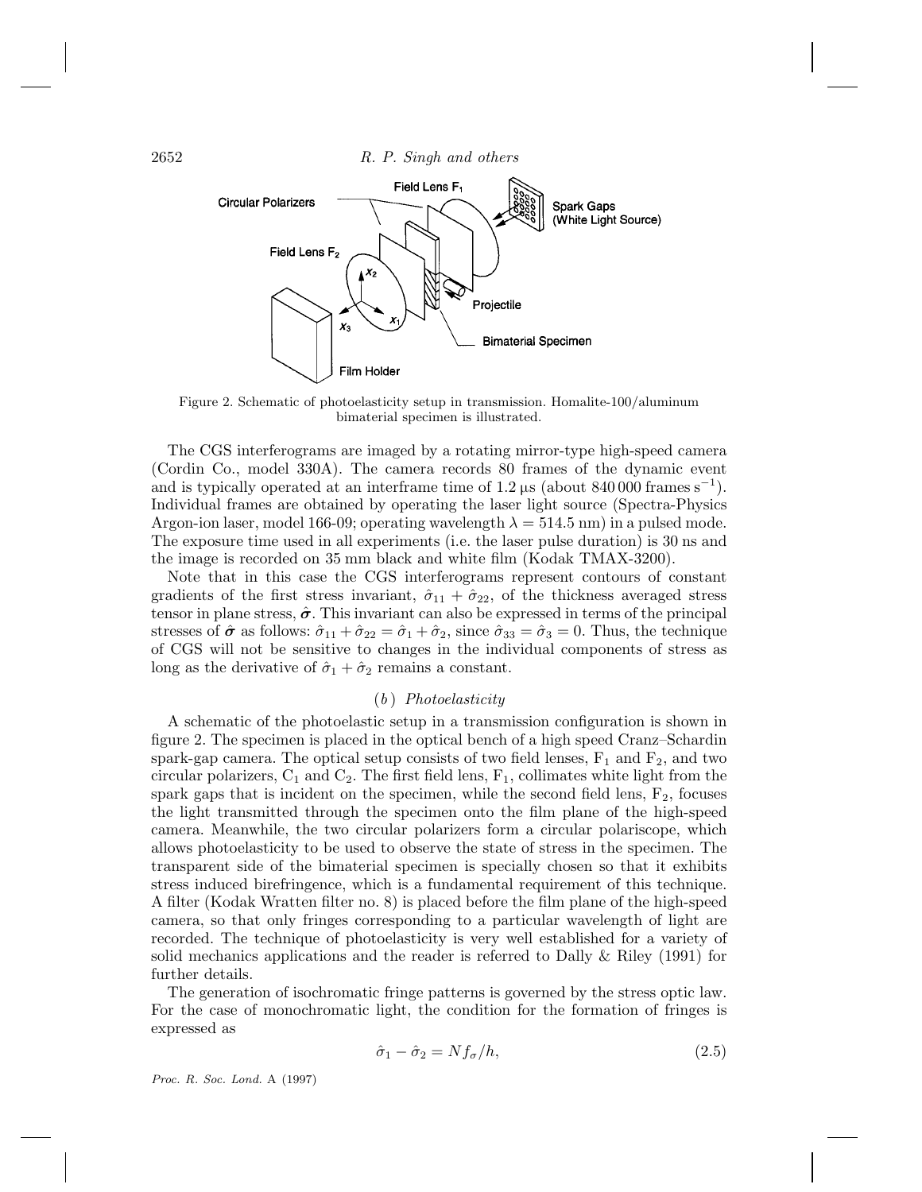Figure 2. Schematic of photoelasticity setup in transmission. Homalite-100/aluminum bimaterial specimen is illustrated.

The CGS interferograms are imaged by a rotating mirror-type high-speed camera (Cordin Co., model 330A). The camera records 80 frames of the dynamic event and is typically operated at an interframe time of 1.2 μs (about 840 000 frames $s^{-1}$). Individual frames are obtained by operating the laser light source (Spectra-Physics Argon-ion laser, model 166-09; operating wavelength $\lambda = 514.5$ nm) in a pulsed mode. The exposure time used in all experiments (i.e. the laser pulse duration) is 30 ns and the image is recorded on 35 mm black and white film (Kodak TMAX-3200).

Note that in this case the CGS interferograms represent contours of constant gradients of the first stress invariant, $\hat{\sigma}_{11} + \hat{\sigma}_{22}$, of the thickness averaged stress tensor in plane stress, $\hat{\boldsymbol{\sigma}}$. This invariant can also be expressed in terms of the principal stresses of $\hat{\boldsymbol{\sigma}}$ as follows: $\hat{\sigma}_{11} + \hat{\sigma}_{22} = \hat{\sigma}_1 + \hat{\sigma}_2$, since $\hat{\sigma}_{33} = \hat{\sigma}_3 = 0$. Thus, the technique of CGS will not be sensitive to changes in the individual components of stress as long as the derivative of $\hat{\sigma}_1 + \hat{\sigma}_2$ remains a constant.

### (*b*) *Photoelasticity*

A schematic of the photoelastic setup in a transmission configuration is shown in figure 2. The specimen is placed in the optical bench of a high speed Cranz–Schardin spark-gap camera. The optical setup consists of two field lenses, $F_1$ and $F_2$, and two circular polarizers, $C_1$ and $C_2$. The first field lens, $F_1$, collimates white light from the spark gaps that is incident on the specimen, while the second field lens, $F_2$, focuses the light transmitted through the specimen onto the film plane of the high-speed camera. Meanwhile, the two circular polarizers form a circular polariscope, which allows photoelasticity to be used to observe the state of stress in the specimen. The transparent side of the bimaterial specimen is specially chosen so that it exhibits stress induced birefringence, which is a fundamental requirement of this technique. A filter (Kodak Wratten filter no. 8) is placed before the film plane of the high-speed camera, so that only fringes corresponding to a particular wavelength of light are recorded. The technique of photoelasticity is very well established for a variety of solid mechanics applications and the reader is referred to Dally & Riley (1991) for further details.

The generation of isochromatic fringe patterns is governed by the stress optic law. For the case of monochromatic light, the condition for the formation of fringes is expressed as

$$\hat{\sigma}_1 - \hat{\sigma}_2 = N f_\sigma / h, \tag{2.5}$$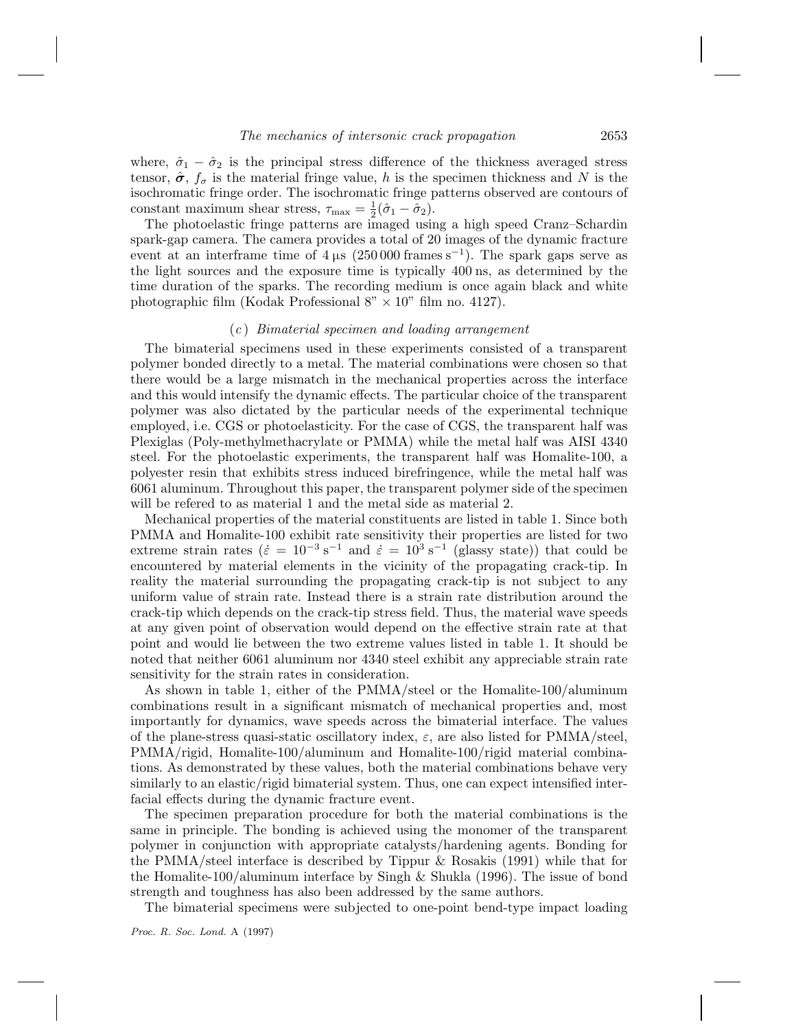where, $\hat{\sigma}_1 - \hat{\sigma}_2$ is the principal stress difference of the thickness averaged stress tensor, $\hat{\boldsymbol{\sigma}}$, $f_\sigma$ is the material fringe value, $h$ is the specimen thickness and $N$ is the isochromatic fringe order. The isochromatic fringe patterns observed are contours of constant maximum shear stress, $\tau_{\max} = \frac{1}{2}(\hat{\sigma}_1 - \hat{\sigma}_2)$.

The photoelastic fringe patterns are imaged using a high speed Cranz–Schardin spark-gap camera. The camera provides a total of 20 images of the dynamic fracture event at an interframe time of 4 μs (250 000 frames $\mathrm{s}^{-1}$). The spark gaps serve as the light sources and the exposure time is typically 400 ns, as determined by the time duration of the sparks. The recording medium is once again black and white photographic film (Kodak Professional 8" × 10" film no. 4127).

### (*c*) *Bimaterial specimen and loading arrangement*

The bimaterial specimens used in these experiments consisted of a transparent polymer bonded directly to a metal. The material combinations were chosen so that there would be a large mismatch in the mechanical properties across the interface and this would intensify the dynamic effects. The particular choice of the transparent polymer was also dictated by the particular needs of the experimental technique employed, i.e. CGS or photoelasticity. For the case of CGS, the transparent half was Plexiglas (Poly-methylmethacrylate or PMMA) while the metal half was AISI 4340 steel. For the photoelastic experiments, the transparent half was Homalite-100, a polyester resin that exhibits stress induced birefringence, while the metal half was 6061 aluminum. Throughout this paper, the transparent polymer side of the specimen will be refered to as material 1 and the metal side as material 2.

Mechanical properties of the material constituents are listed in table 1. Since both PMMA and Homalite-100 exhibit rate sensitivity their properties are listed for two extreme strain rates ($\dot{\varepsilon} = 10^{-3}\,\mathrm{s}^{-1}$ and $\dot{\varepsilon} = 10^{3}\,\mathrm{s}^{-1}$ (glassy state)) that could be encountered by material elements in the vicinity of the propagating crack-tip. In reality the material surrounding the propagating crack-tip is not subject to any uniform value of strain rate. Instead there is a strain rate distribution around the crack-tip which depends on the crack-tip stress field. Thus, the material wave speeds at any given point of observation would depend on the effective strain rate at that point and would lie between the two extreme values listed in table 1. It should be noted that neither 6061 aluminum nor 4340 steel exhibit any appreciable strain rate sensitivity for the strain rates in consideration.

As shown in table 1, either of the PMMA/steel or the Homalite-100/aluminum combinations result in a significant mismatch of mechanical properties and, most importantly for dynamics, wave speeds across the bimaterial interface. The values of the plane-stress quasi-static oscillatory index, $\varepsilon$, are also listed for PMMA/steel, PMMA/rigid, Homalite-100/aluminum and Homalite-100/rigid material combinations. As demonstrated by these values, both the material combinations behave very similarly to an elastic/rigid bimaterial system. Thus, one can expect intensified interfacial effects during the dynamic fracture event.

The specimen preparation procedure for both the material combinations is the same in principle. The bonding is achieved using the monomer of the transparent polymer in conjunction with appropriate catalysts/hardening agents. Bonding for the PMMA/steel interface is described by Tippur & Rosakis (1991) while that for the Homalite-100/aluminum interface by Singh & Shukla (1996). The issue of bond strength and toughness has also been addressed by the same authors.

The bimaterial specimens were subjected to one-point bend-type impact loading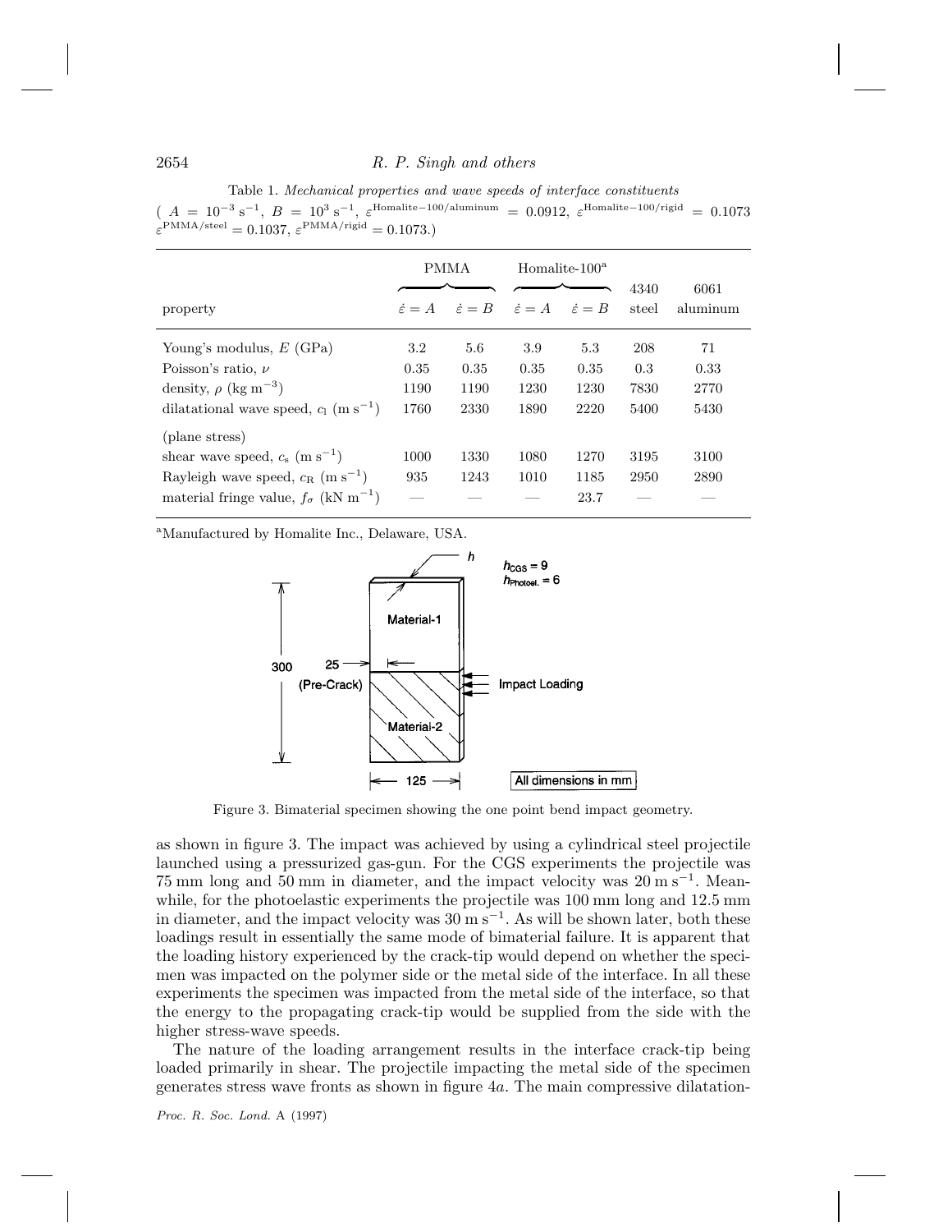Table 1. *Mechanical properties and wave speeds of interface constituents* ($A = 10^{-3}\ \mathrm{s}^{-1}$, $B = 10^{3}\ \mathrm{s}^{-1}$, $\varepsilon^{\text{Homalite-100/aluminum}} = 0.0912$, $\varepsilon^{\text{Homalite-100/rigid}} = 0.1073$ $\varepsilon^{\text{PMMA/steel}} = 0.1037$, $\varepsilon^{\text{PMMA/rigid}} = 0.1073$.)

| property | PMMA | | Homalite-100[a] | | 4340 steel | 6061 aluminum |
|---|---|---|---|---|---|---|
| | $\dot{\varepsilon} = A$ | $\dot{\varepsilon} = B$ | $\dot{\varepsilon} = A$ | $\dot{\varepsilon} = B$ | | |
| Young's modulus, $E$ (GPa) | 3.2 | 5.6 | 3.9 | 5.3 | 208 | 71 |
| Poisson's ratio, $\nu$ | 0.35 | 0.35 | 0.35 | 0.35 | 0.3 | 0.33 |
| density, $\rho$ (kg m$^{-3}$) | 1190 | 1190 | 1230 | 1230 | 7830 | 2770 |
| dilatational wave speed, $c_{\mathrm{l}}$ (m s$^{-1}$) | 1760 | 2330 | 1890 | 2220 | 5400 | 5430 |
| (plane stress) | | | | | | |
| shear wave speed, $c_{\mathrm{s}}$ (m s$^{-1}$) | 1000 | 1330 | 1080 | 1270 | 3195 | 3100 |
| Rayleigh wave speed, $c_{\mathrm{R}}$ (m s$^{-1}$) | 935 | 1243 | 1010 | 1185 | 2950 | 2890 |
| material fringe value, $f_\sigma$ (kN m$^{-1}$) | — | — | — | 23.7 | — | — |

[a]Manufactured by Homalite Inc., Delaware, USA.

Figure 3. Bimaterial specimen showing the one point bend impact geometry.

as shown in figure 3. The impact was achieved by using a cylindrical steel projectile launched using a pressurized gas-gun. For the CGS experiments the projectile was 75 mm long and 50 mm in diameter, and the impact velocity was 20 m s$^{-1}$. Meanwhile, for the photoelastic experiments the projectile was 100 mm long and 12.5 mm in diameter, and the impact velocity was 30 m s$^{-1}$. As will be shown later, both these loadings result in essentially the same mode of bimaterial failure. It is apparent that the loading history experienced by the crack-tip would depend on whether the specimen was impacted on the polymer side or the metal side of the interface. In all these experiments the specimen was impacted from the metal side of the interface, so that the energy to the propagating crack-tip would be supplied from the side with the higher stress-wave speeds.

The nature of the loading arrangement results in the interface crack-tip being loaded primarily in shear. The projectile impacting the metal side of the specimen generates stress wave fronts as shown in figure 4*a*. The main compressive dilatation-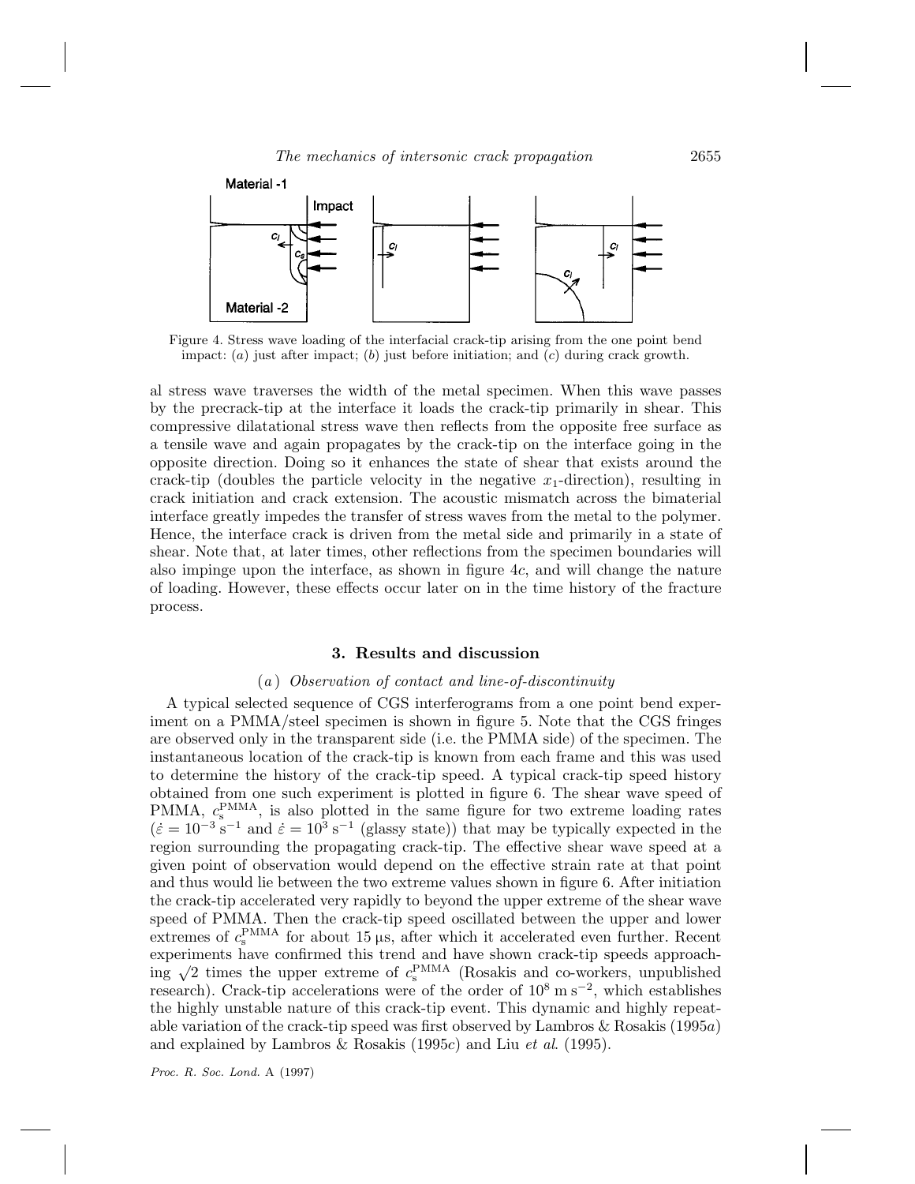Figure 4. Stress wave loading of the interfacial crack-tip arising from the one point bend impact: (*a*) just after impact; (*b*) just before initiation; and (*c*) during crack growth.

al stress wave traverses the width of the metal specimen. When this wave passes by the precrack-tip at the interface it loads the crack-tip primarily in shear. This compressive dilatational stress wave then reflects from the opposite free surface as a tensile wave and again propagates by the crack-tip on the interface going in the opposite direction. Doing so it enhances the state of shear that exists around the crack-tip (doubles the particle velocity in the negative $x_1$-direction), resulting in crack initiation and crack extension. The acoustic mismatch across the bimaterial interface greatly impedes the transfer of stress waves from the metal to the polymer. Hence, the interface crack is driven from the metal side and primarily in a state of shear. Note that, at later times, other reflections from the specimen boundaries will also impinge upon the interface, as shown in figure 4*c*, and will change the nature of loading. However, these effects occur later on in the time history of the fracture process.

## 3. Results and discussion

### (*a*) *Observation of contact and line-of-discontinuity*

A typical selected sequence of CGS interferograms from a one point bend experiment on a PMMA/steel specimen is shown in figure 5. Note that the CGS fringes are observed only in the transparent side (i.e. the PMMA side) of the specimen. The instantaneous location of the crack-tip is known from each frame and this was used to determine the history of the crack-tip speed. A typical crack-tip speed history obtained from one such experiment is plotted in figure 6. The shear wave speed of PMMA, $c_s^{\text{PMMA}}$, is also plotted in the same figure for two extreme loading rates ($\dot{\varepsilon} = 10^{-3}\,\text{s}^{-1}$ and $\dot{\varepsilon} = 10^{3}\,\text{s}^{-1}$ (glassy state)) that may be typically expected in the region surrounding the propagating crack-tip. The effective shear wave speed at a given point of observation would depend on the effective strain rate at that point and thus would lie between the two extreme values shown in figure 6. After initiation the crack-tip accelerated very rapidly to beyond the upper extreme of the shear wave speed of PMMA. Then the crack-tip speed oscillated between the upper and lower extremes of $c_s^{\text{PMMA}}$ for about 15 μs, after which it accelerated even further. Recent experiments have confirmed this trend and have shown crack-tip speeds approaching $\sqrt{2}$ times the upper extreme of $c_s^{\text{PMMA}}$ (Rosakis and co-workers, unpublished research). Crack-tip accelerations were of the order of $10^8\,\text{m}\,\text{s}^{-2}$, which establishes the highly unstable nature of this crack-tip event. This dynamic and highly repeatable variation of the crack-tip speed was first observed by Lambros & Rosakis (1995*a*) and explained by Lambros & Rosakis (1995*c*) and Liu *et al*. (1995).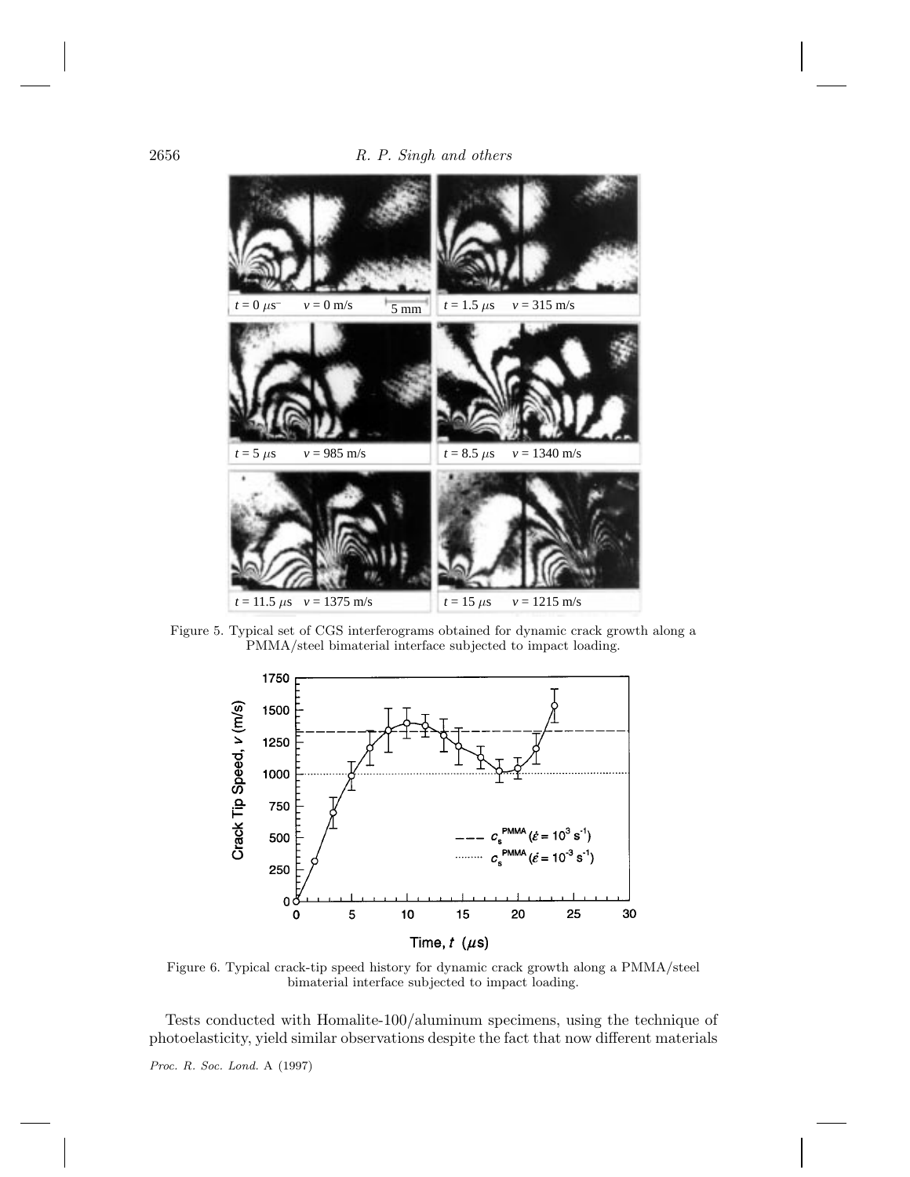Figure 5. Typical set of CGS interferograms obtained for dynamic crack growth along a PMMA/steel bimaterial interface subjected to impact loading.

Figure 6. Typical crack-tip speed history for dynamic crack growth along a PMMA/steel bimaterial interface subjected to impact loading.

Tests conducted with Homalite-100/aluminum specimens, using the technique of photoelasticity, yield similar observations despite the fact that now different materials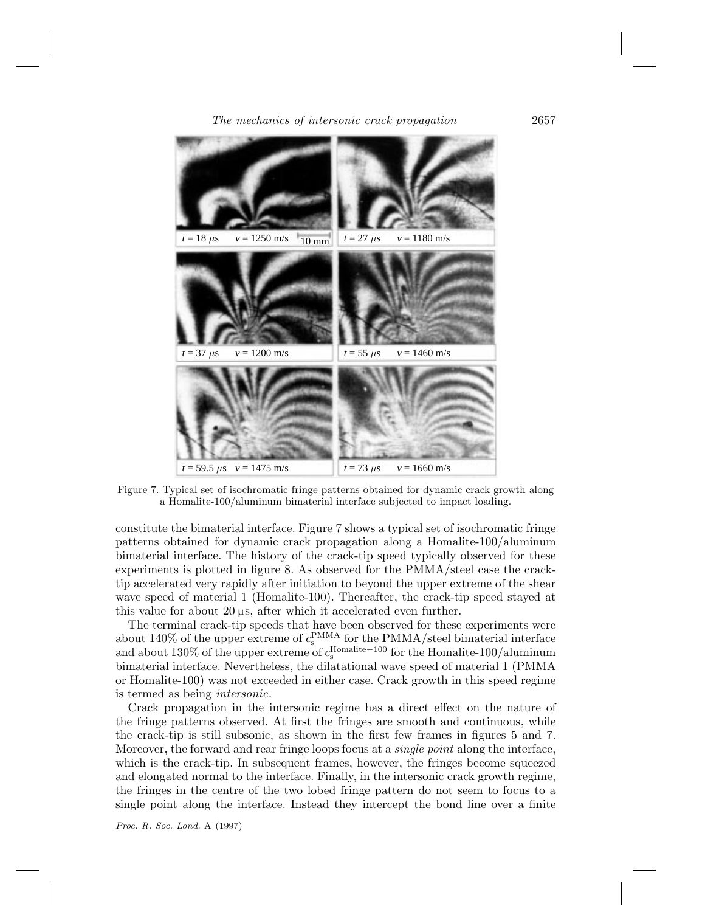Figure 7. Typical set of isochromatic fringe patterns obtained for dynamic crack growth along a Homalite-100/aluminum bimaterial interface subjected to impact loading.

constitute the bimaterial interface. Figure 7 shows a typical set of isochromatic fringe patterns obtained for dynamic crack propagation along a Homalite-100/aluminum bimaterial interface. The history of the crack-tip speed typically observed for these experiments is plotted in figure 8. As observed for the PMMA/steel case the crack-tip accelerated very rapidly after initiation to beyond the upper extreme of the shear wave speed of material 1 (Homalite-100). Thereafter, the crack-tip speed stayed at this value for about 20 µs, after which it accelerated even further.

The terminal crack-tip speeds that have been observed for these experiments were about 140% of the upper extreme of $c_s^{\text{PMMA}}$ for the PMMA/steel bimaterial interface and about 130% of the upper extreme of $c_s^{\text{Homalite-100}}$ for the Homalite-100/aluminum bimaterial interface. Nevertheless, the dilatational wave speed of material 1 (PMMA or Homalite-100) was not exceeded in either case. Crack growth in this speed regime is termed as being *intersonic*.

Crack propagation in the intersonic regime has a direct effect on the nature of the fringe patterns observed. At first the fringes are smooth and continuous, while the crack-tip is still subsonic, as shown in the first few frames in figures 5 and 7. Moreover, the forward and rear fringe loops focus at a *single point* along the interface, which is the crack-tip. In subsequent frames, however, the fringes become squeezed and elongated normal to the interface. Finally, in the intersonic crack growth regime, the fringes in the centre of the two lobed fringe pattern do not seem to focus to a single point along the interface. Instead they intercept the bond line over a finite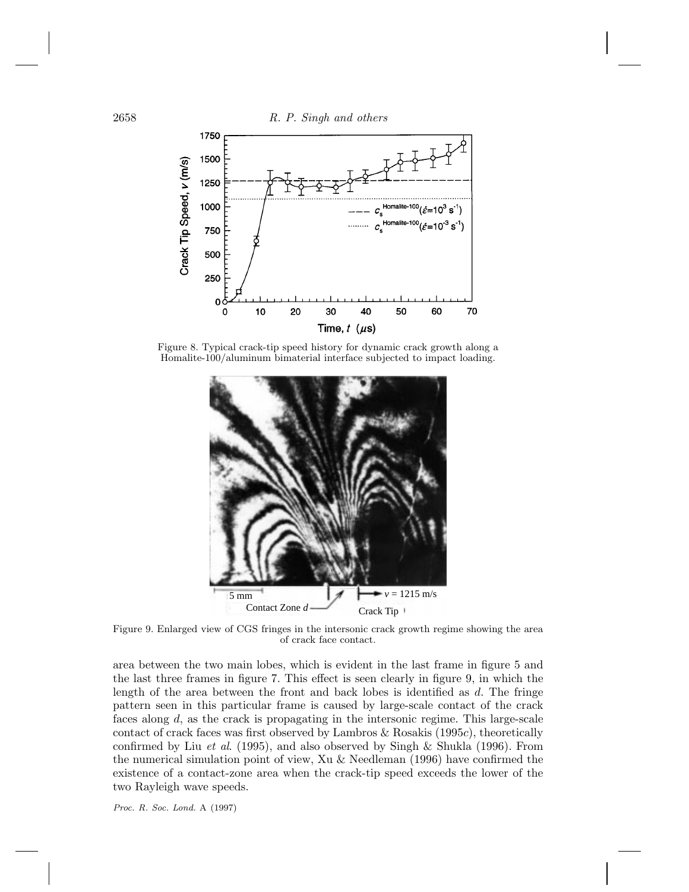Figure 8. Typical crack-tip speed history for dynamic crack growth along a Homalite-100/aluminum bimaterial interface subjected to impact loading.

Figure 9. Enlarged view of CGS fringes in the intersonic crack growth regime showing the area of crack face contact.

area between the two main lobes, which is evident in the last frame in figure 5 and the last three frames in figure 7. This effect is seen clearly in figure 9, in which the length of the area between the front and back lobes is identified as $d$. The fringe pattern seen in this particular frame is caused by large-scale contact of the crack faces along $d$, as the crack is propagating in the intersonic regime. This large-scale contact of crack faces was first observed by Lambros & Rosakis (1995*c*), theoretically confirmed by Liu *et al*. (1995), and also observed by Singh & Shukla (1996). From the numerical simulation point of view, Xu & Needleman (1996) have confirmed the existence of a contact-zone area when the crack-tip speed exceeds the lower of the two Rayleigh wave speeds.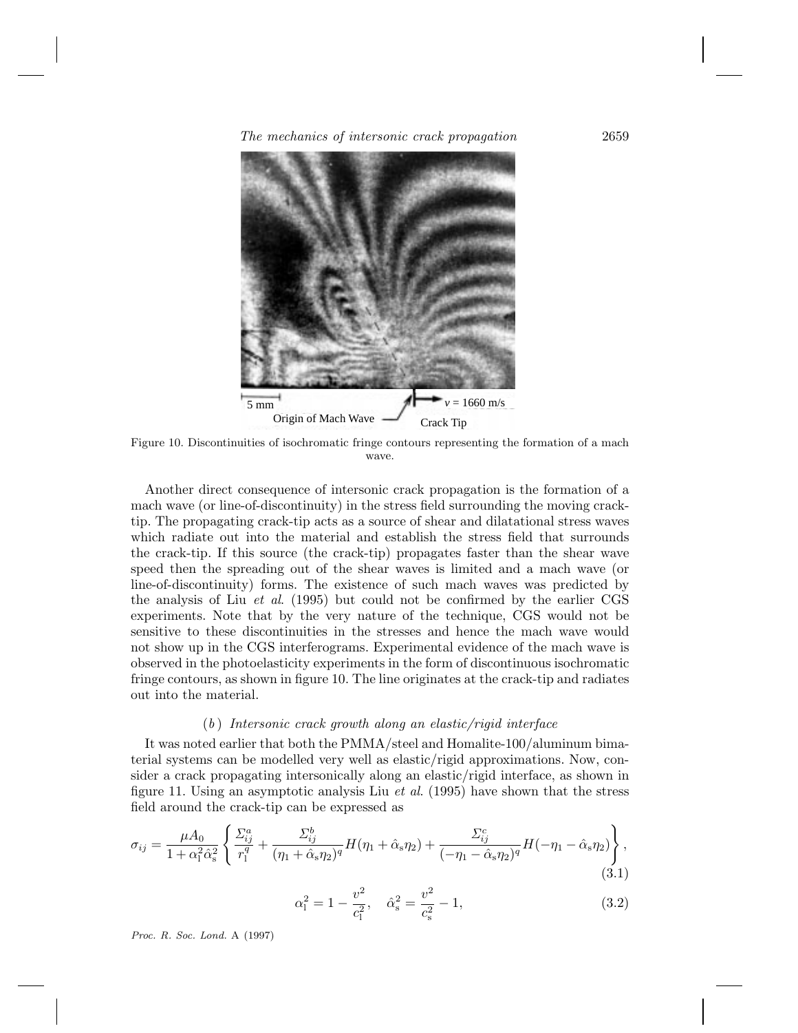Figure 10. Discontinuities of isochromatic fringe contours representing the formation of a mach wave.

Another direct consequence of intersonic crack propagation is the formation of a mach wave (or line-of-discontinuity) in the stress field surrounding the moving crack-tip. The propagating crack-tip acts as a source of shear and dilatational stress waves which radiate out into the material and establish the stress field that surrounds the crack-tip. If this source (the crack-tip) propagates faster than the shear wave speed then the spreading out of the shear waves is limited and a mach wave (or line-of-discontinuity) forms. The existence of such mach waves was predicted by the analysis of Liu *et al*. (1995) but could not be confirmed by the earlier CGS experiments. Note that by the very nature of the technique, CGS would not be sensitive to these discontinuities in the stresses and hence the mach wave would not show up in the CGS interferograms. Experimental evidence of the mach wave is observed in the photoelasticity experiments in the form of discontinuous isochromatic fringe contours, as shown in figure 10. The line originates at the crack-tip and radiates out into the material.

### (*b*) *Intersonic crack growth along an elastic/rigid interface*

It was noted earlier that both the PMMA/steel and Homalite-100/aluminum bimaterial systems can be modelled very well as elastic/rigid approximations. Now, consider a crack propagating intersonically along an elastic/rigid interface, as shown in figure 11. Using an asymptotic analysis Liu *et al*. (1995) have shown that the stress field around the crack-tip can be expressed as

$$\sigma_{ij} = \frac{\mu A_0}{1 + \alpha_l^2 \hat{\alpha}_s^2} \left\{ \frac{\Sigma_{ij}^a}{r_l^q} + \frac{\Sigma_{ij}^b}{(\eta_1 + \hat{\alpha}_s \eta_2)^q} H(\eta_1 + \hat{\alpha}_s \eta_2) + \frac{\Sigma_{ij}^c}{(-\eta_1 - \hat{\alpha}_s \eta_2)^q} H(-\eta_1 - \hat{\alpha}_s \eta_2) \right\}, \tag{3.1}$$

$$\alpha_l^2 = 1 - \frac{v^2}{c_l^2}, \quad \hat{\alpha}_s^2 = \frac{v^2}{c_s^2} - 1, \tag{3.2}$$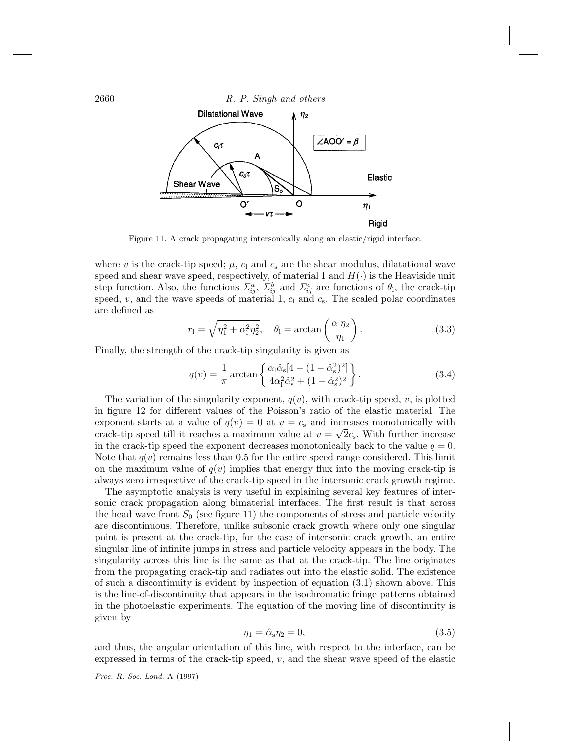Figure 11. A crack propagating intersonically along an elastic/rigid interface.

where $v$ is the crack-tip speed; $\mu$, $c_l$ and $c_s$ are the shear modulus, dilatational wave speed and shear wave speed, respectively, of material 1 and $H(\cdot)$ is the Heaviside unit step function. Also, the functions $\Sigma_{ij}^a$, $\Sigma_{ij}^b$ and $\Sigma_{ij}^c$ are functions of $\theta_l$, the crack-tip speed, $v$, and the wave speeds of material 1, $c_l$ and $c_s$. The scaled polar coordinates are defined as

$$r_l = \sqrt{\eta_1^2 + \alpha_l^2 \eta_2^2}, \quad \theta_l = \arctan\left(\frac{\alpha_l \eta_2}{\eta_1}\right). \tag{3.3}$$

Finally, the strength of the crack-tip singularity is given as

$$q(v) = \frac{1}{\pi} \arctan\left\{\frac{\alpha_l \hat{\alpha}_s [4 - (1 - \hat{\alpha}_s^2)^2]}{4\alpha_l^2 \hat{\alpha}_s^2 + (1 - \hat{\alpha}_s^2)^2}\right\}. \tag{3.4}$$

The variation of the singularity exponent, $q(v)$, with crack-tip speed, $v$, is plotted in figure 12 for different values of the Poisson's ratio of the elastic material. The exponent starts at a value of $q(v) = 0$ at $v = c_s$ and increases monotonically with crack-tip speed till it reaches a maximum value at $v = \sqrt{2}c_s$. With further increase in the crack-tip speed the exponent decreases monotonically back to the value $q = 0$. Note that $q(v)$ remains less than 0.5 for the entire speed range considered. This limit on the maximum value of $q(v)$ implies that energy flux into the moving crack-tip is always zero irrespective of the crack-tip speed in the intersonic crack growth regime.

The asymptotic analysis is very useful in explaining several key features of intersonic crack propagation along bimaterial interfaces. The first result is that across the head wave front $S_0$ (see figure 11) the components of stress and particle velocity are discontinuous. Therefore, unlike subsonic crack growth where only one singular point is present at the crack-tip, for the case of intersonic crack growth, an entire singular line of infinite jumps in stress and particle velocity appears in the body. The singularity across this line is the same as that at the crack-tip. The line originates from the propagating crack-tip and radiates out into the elastic solid. The existence of such a discontinuity is evident by inspection of equation (3.1) shown above. This is the line-of-discontinuity that appears in the isochromatic fringe patterns obtained in the photoelastic experiments. The equation of the moving line of discontinuity is given by

$$\eta_1 = \hat{\alpha}_s \eta_2 = 0, \tag{3.5}$$

and thus, the angular orientation of this line, with respect to the interface, can be expressed in terms of the crack-tip speed, $v$, and the shear wave speed of the elastic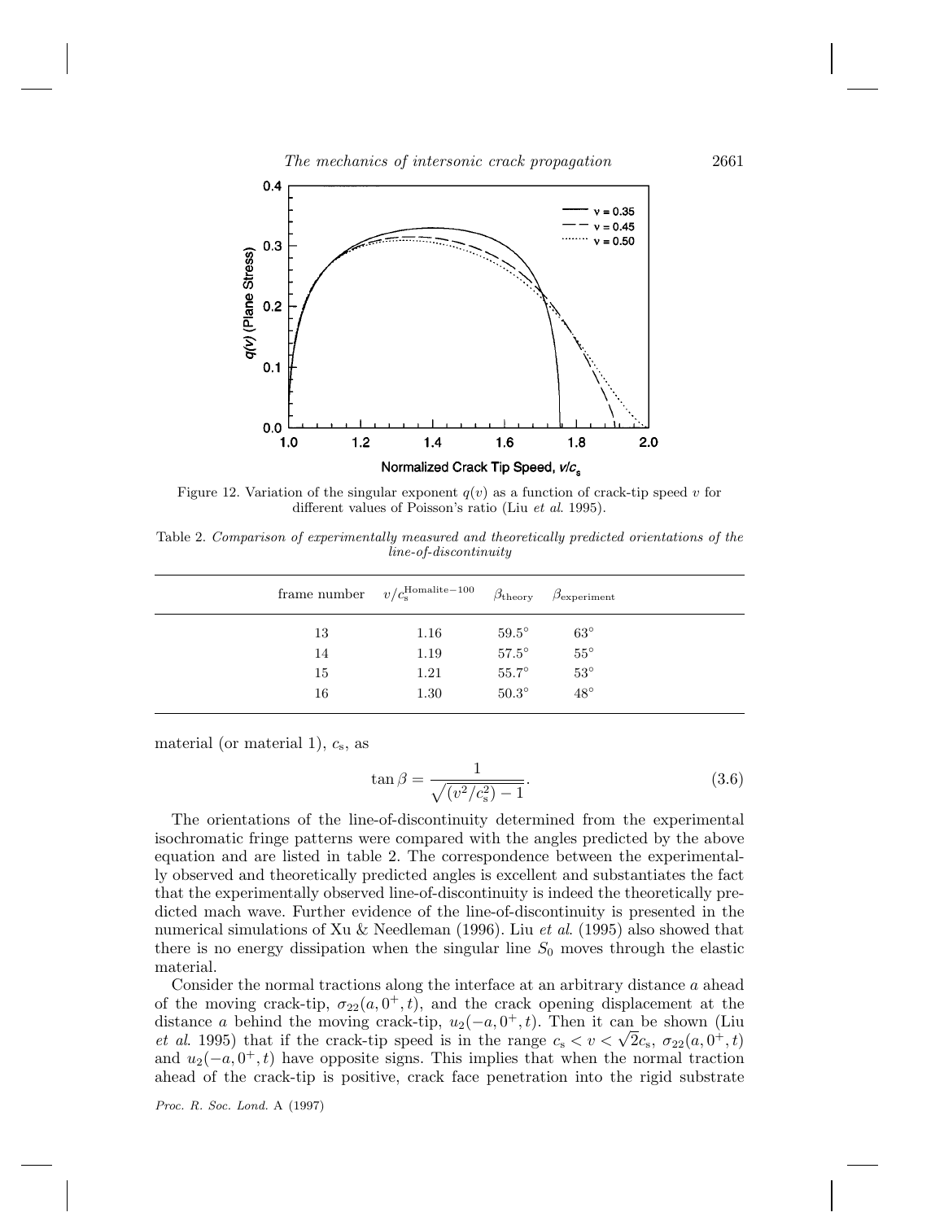Figure 12. Variation of the singular exponent $q(v)$ as a function of crack-tip speed $v$ for different values of Poisson's ratio (Liu *et al.* 1995).

Table 2. *Comparison of experimentally measured and theoretically predicted orientations of the line-of-discontinuity*

| frame number | $v/c_s^{\text{Homalite}-100}$ | $\beta_{\text{theory}}$ | $\beta_{\text{experiment}}$ |
|---|---|---|---|
| 13 | 1.16 | 59.5° | 63° |
| 14 | 1.19 | 57.5° | 55° |
| 15 | 1.21 | 55.7° | 53° |
| 16 | 1.30 | 50.3° | 48° |

material (or material 1), $c_s$, as

$$\tan\beta = \frac{1}{\sqrt{(v^2/c_s^2) - 1}}. \tag{3.6}$$

The orientations of the line-of-discontinuity determined from the experimental isochromatic fringe patterns were compared with the angles predicted by the above equation and are listed in table 2. The correspondence between the experimentally observed and theoretically predicted angles is excellent and substantiates the fact that the experimentally observed line-of-discontinuity is indeed the theoretically predicted mach wave. Further evidence of the line-of-discontinuity is presented in the numerical simulations of Xu & Needleman (1996). Liu *et al.* (1995) also showed that there is no energy dissipation when the singular line $S_0$ moves through the elastic material.

Consider the normal tractions along the interface at an arbitrary distance $a$ ahead of the moving crack-tip, $\sigma_{22}(a, 0^+, t)$, and the crack opening displacement at the distance $a$ behind the moving crack-tip, $u_2(-a, 0^+, t)$. Then it can be shown (Liu *et al.* 1995) that if the crack-tip speed is in the range $c_s < v < \sqrt{2}c_s$, $\sigma_{22}(a, 0^+, t)$ and $u_2(-a, 0^+, t)$ have opposite signs. This implies that when the normal traction ahead of the crack-tip is positive, crack face penetration into the rigid substrate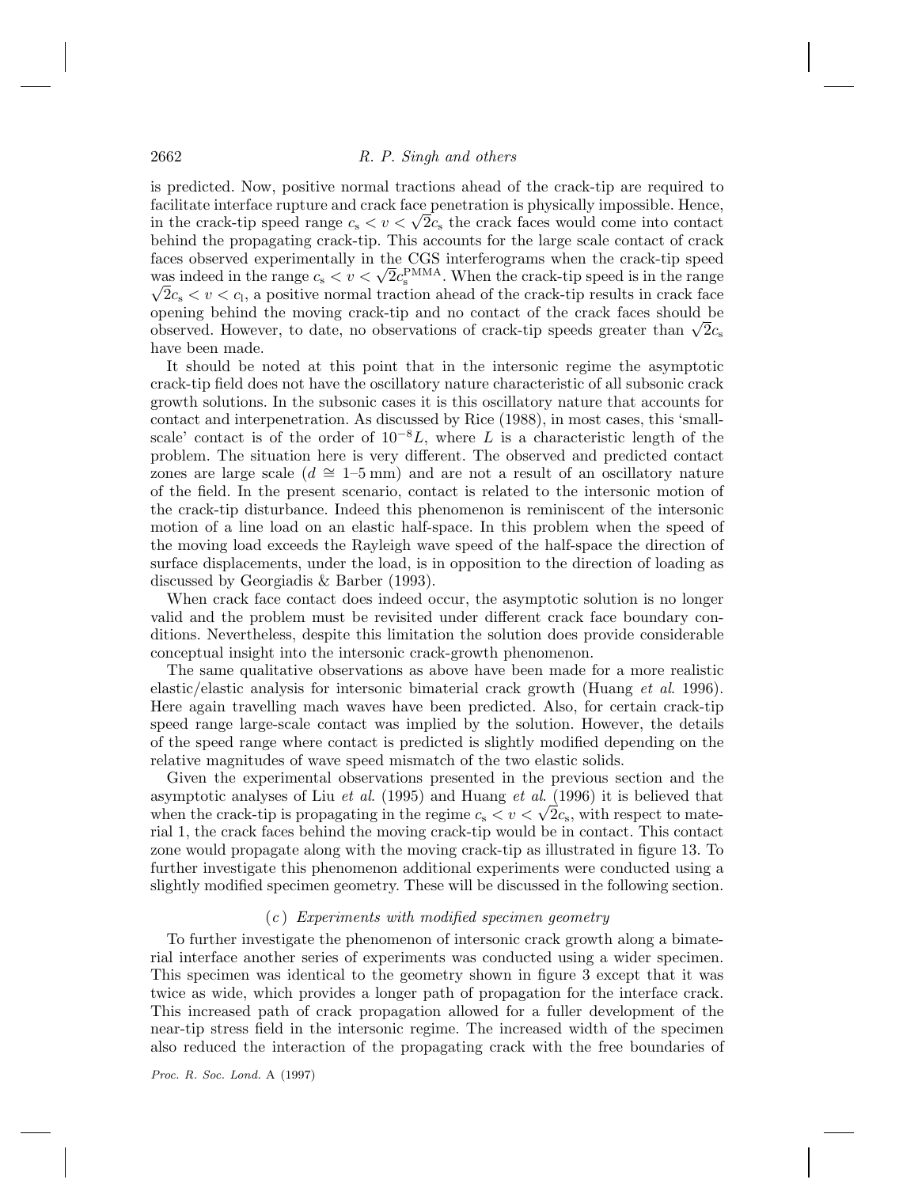is predicted. Now, positive normal tractions ahead of the crack-tip are required to facilitate interface rupture and crack face penetration is physically impossible. Hence, in the crack-tip speed range $c_s < v < \sqrt{2}c_s$ the crack faces would come into contact behind the propagating crack-tip. This accounts for the large scale contact of crack faces observed experimentally in the CGS interferograms when the crack-tip speed was indeed in the range $c_s < v < \sqrt{2}c_s^{\mathrm{PMMA}}$. When the crack-tip speed is in the range $\sqrt{2}c_s < v < c_l$, a positive normal traction ahead of the crack-tip results in crack face opening behind the moving crack-tip and no contact of the crack faces should be observed. However, to date, no observations of crack-tip speeds greater than $\sqrt{2}c_s$ have been made.

It should be noted at this point that in the intersonic regime the asymptotic crack-tip field does not have the oscillatory nature characteristic of all subsonic crack growth solutions. In the subsonic cases it is this oscillatory nature that accounts for contact and interpenetration. As discussed by Rice (1988), in most cases, this 'small-scale' contact is of the order of $10^{-8}L$, where $L$ is a characteristic length of the problem. The situation here is very different. The observed and predicted contact zones are large scale ($d \cong$ 1–5 mm) and are not a result of an oscillatory nature of the field. In the present scenario, contact is related to the intersonic motion of the crack-tip disturbance. Indeed this phenomenon is reminiscent of the intersonic motion of a line load on an elastic half-space. In this problem when the speed of the moving load exceeds the Rayleigh wave speed of the half-space the direction of surface displacements, under the load, is in opposition to the direction of loading as discussed by Georgiadis & Barber (1993).

When crack face contact does indeed occur, the asymptotic solution is no longer valid and the problem must be revisited under different crack face boundary conditions. Nevertheless, despite this limitation the solution does provide considerable conceptual insight into the intersonic crack-growth phenomenon.

The same qualitative observations as above have been made for a more realistic elastic/elastic analysis for intersonic bimaterial crack growth (Huang *et al*. 1996). Here again travelling mach waves have been predicted. Also, for certain crack-tip speed range large-scale contact was implied by the solution. However, the details of the speed range where contact is predicted is slightly modified depending on the relative magnitudes of wave speed mismatch of the two elastic solids.

Given the experimental observations presented in the previous section and the asymptotic analyses of Liu *et al*. (1995) and Huang *et al*. (1996) it is believed that when the crack-tip is propagating in the regime $c_s < v < \sqrt{2}c_s$, with respect to material 1, the crack faces behind the moving crack-tip would be in contact. This contact zone would propagate along with the moving crack-tip as illustrated in figure 13. To further investigate this phenomenon additional experiments were conducted using a slightly modified specimen geometry. These will be discussed in the following section.

### (*c*) *Experiments with modified specimen geometry*

To further investigate the phenomenon of intersonic crack growth along a bimaterial interface another series of experiments was conducted using a wider specimen. This specimen was identical to the geometry shown in figure 3 except that it was twice as wide, which provides a longer path of propagation for the interface crack. This increased path of crack propagation allowed for a fuller development of the near-tip stress field in the intersonic regime. The increased width of the specimen also reduced the interaction of the propagating crack with the free boundaries of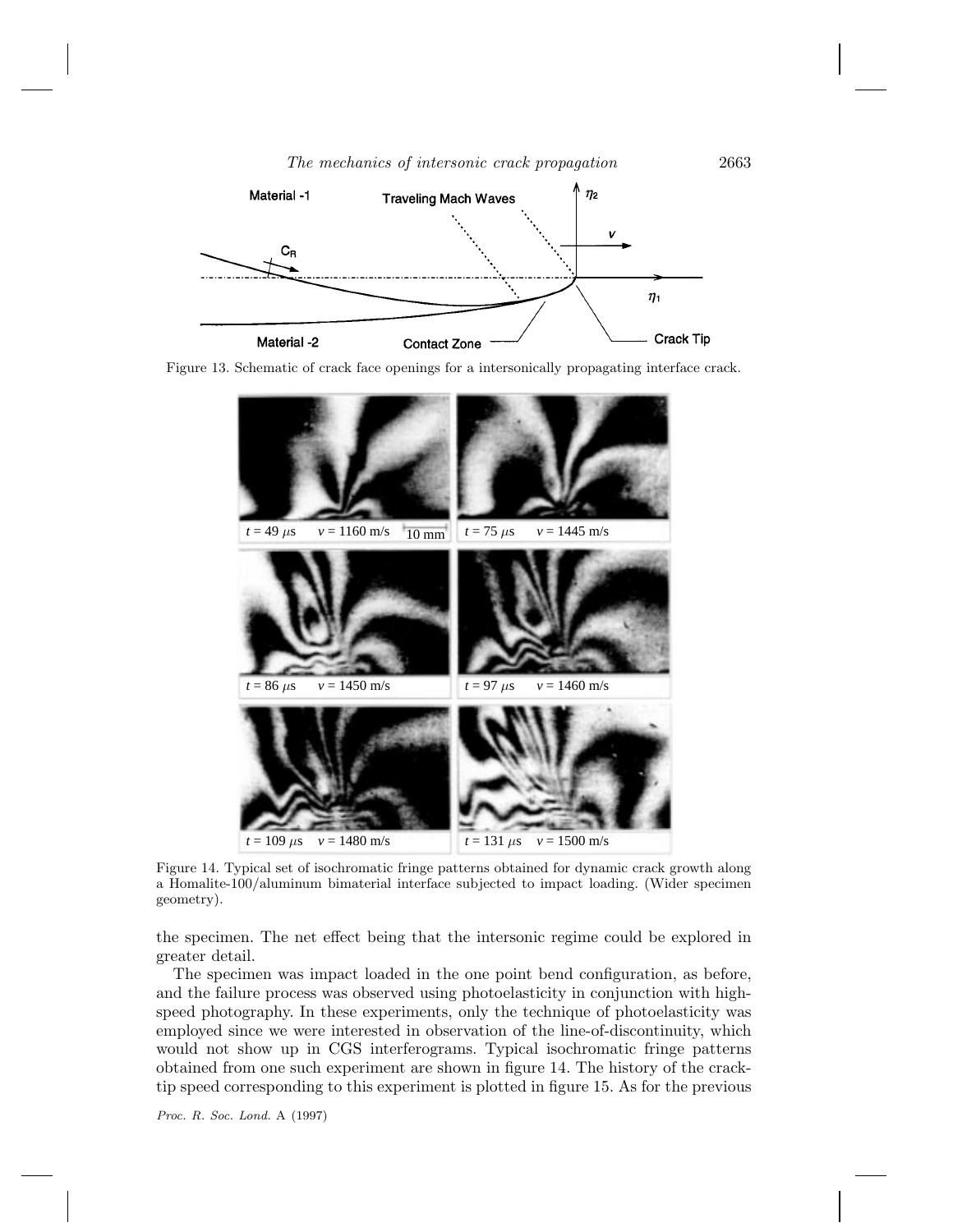Figure 13. Schematic of crack face openings for a intersonically propagating interface crack.

Figure 14. Typical set of isochromatic fringe patterns obtained for dynamic crack growth along a Homalite-100/aluminum bimaterial interface subjected to impact loading. (Wider specimen geometry).

the specimen. The net effect being that the intersonic regime could be explored in greater detail.

The specimen was impact loaded in the one point bend configuration, as before, and the failure process was observed using photoelasticity in conjunction with high-speed photography. In these experiments, only the technique of photoelasticity was employed since we were interested in observation of the line-of-discontinuity, which would not show up in CGS interferograms. Typical isochromatic fringe patterns obtained from one such experiment are shown in figure 14. The history of the crack-tip speed corresponding to this experiment is plotted in figure 15. As for the previous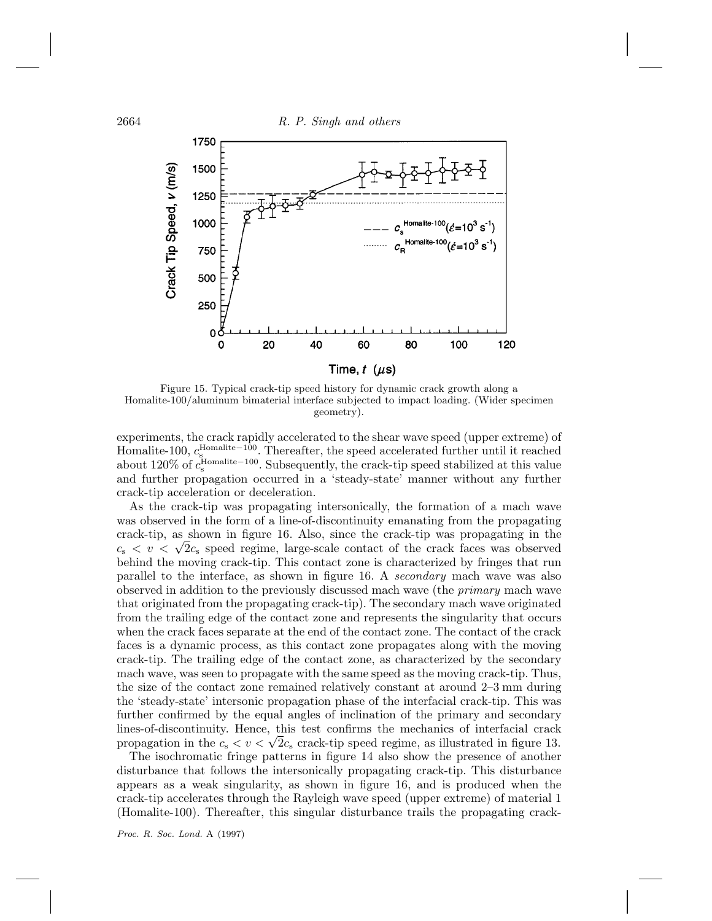Figure 15. Typical crack-tip speed history for dynamic crack growth along a Homalite-100/aluminum bimaterial interface subjected to impact loading. (Wider specimen geometry).

experiments, the crack rapidly accelerated to the shear wave speed (upper extreme) of Homalite-100, $c_s^{\text{Homalite}-100}$. Thereafter, the speed accelerated further until it reached about 120% of $c_s^{\text{Homalite}-100}$. Subsequently, the crack-tip speed stabilized at this value and further propagation occurred in a 'steady-state' manner without any further crack-tip acceleration or deceleration.

As the crack-tip was propagating intersonically, the formation of a mach wave was observed in the form of a line-of-discontinuity emanating from the propagating crack-tip, as shown in figure 16. Also, since the crack-tip was propagating in the $c_s < v < \sqrt{2}c_s$ speed regime, large-scale contact of the crack faces was observed behind the moving crack-tip. This contact zone is characterized by fringes that run parallel to the interface, as shown in figure 16. A *secondary* mach wave was also observed in addition to the previously discussed mach wave (the *primary* mach wave that originated from the propagating crack-tip). The secondary mach wave originated from the trailing edge of the contact zone and represents the singularity that occurs when the crack faces separate at the end of the contact zone. The contact of the crack faces is a dynamic process, as this contact zone propagates along with the moving crack-tip. The trailing edge of the contact zone, as characterized by the secondary mach wave, was seen to propagate with the same speed as the moving crack-tip. Thus, the size of the contact zone remained relatively constant at around 2–3 mm during the 'steady-state' intersonic propagation phase of the interfacial crack-tip. This was further confirmed by the equal angles of inclination of the primary and secondary lines-of-discontinuity. Hence, this test confirms the mechanics of interfacial crack propagation in the $c_s < v < \sqrt{2}c_s$ crack-tip speed regime, as illustrated in figure 13.

The isochromatic fringe patterns in figure 14 also show the presence of another disturbance that follows the intersonically propagating crack-tip. This disturbance appears as a weak singularity, as shown in figure 16, and is produced when the crack-tip accelerates through the Rayleigh wave speed (upper extreme) of material 1 (Homalite-100). Thereafter, this singular disturbance trails the propagating crack-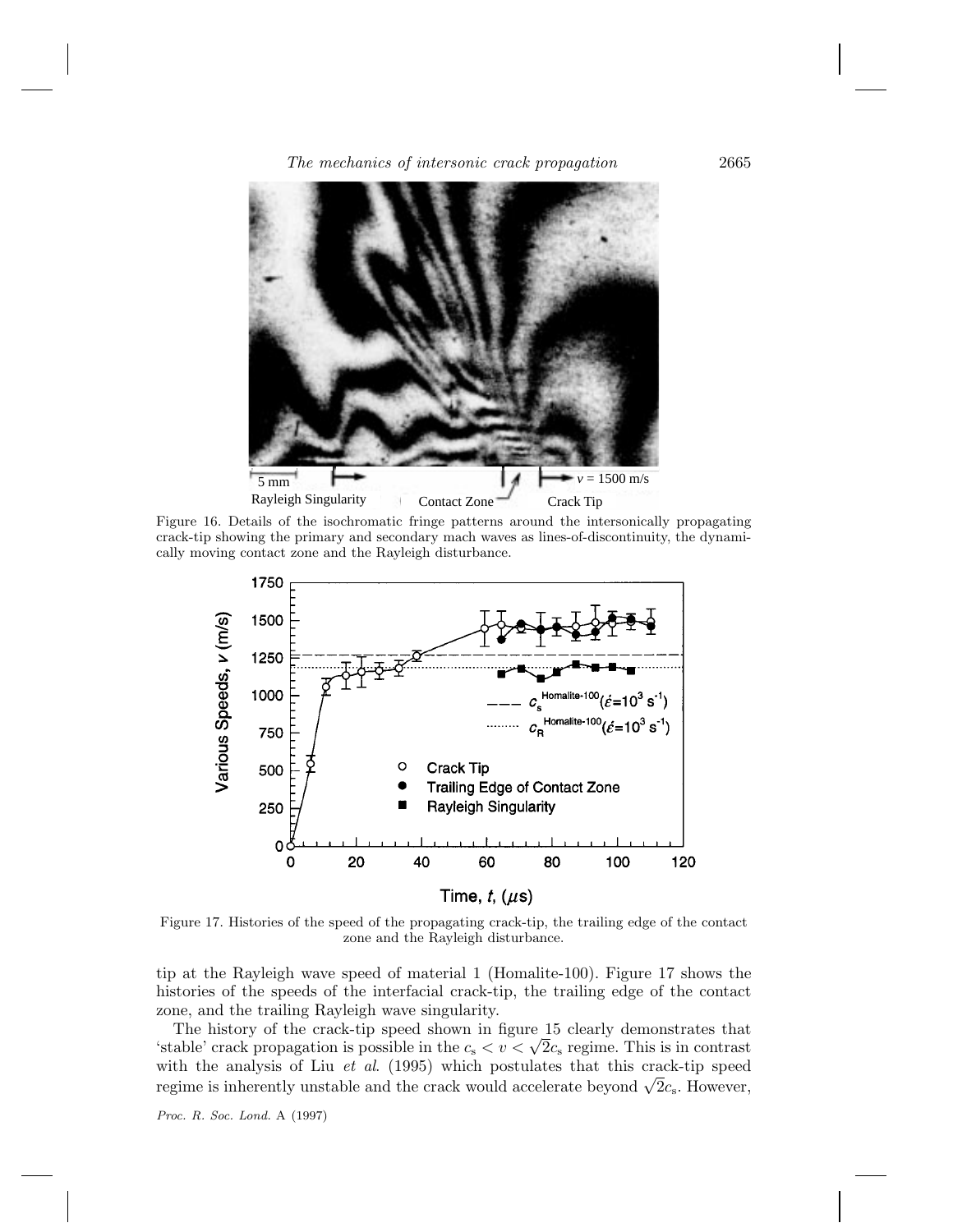Figure 16. Details of the isochromatic fringe patterns around the intersonically propagating crack-tip showing the primary and secondary mach waves as lines-of-discontinuity, the dynamically moving contact zone and the Rayleigh disturbance.

Figure 17. Histories of the speed of the propagating crack-tip, the trailing edge of the contact zone and the Rayleigh disturbance.

tip at the Rayleigh wave speed of material 1 (Homalite-100). Figure 17 shows the histories of the speeds of the interfacial crack-tip, the trailing edge of the contact zone, and the trailing Rayleigh wave singularity.

The history of the crack-tip speed shown in figure 15 clearly demonstrates that 'stable' crack propagation is possible in the $c_s < v < \sqrt{2}c_s$ regime. This is in contrast with the analysis of Liu *et al.* (1995) which postulates that this crack-tip speed regime is inherently unstable and the crack would accelerate beyond $\sqrt{2}c_s$. However,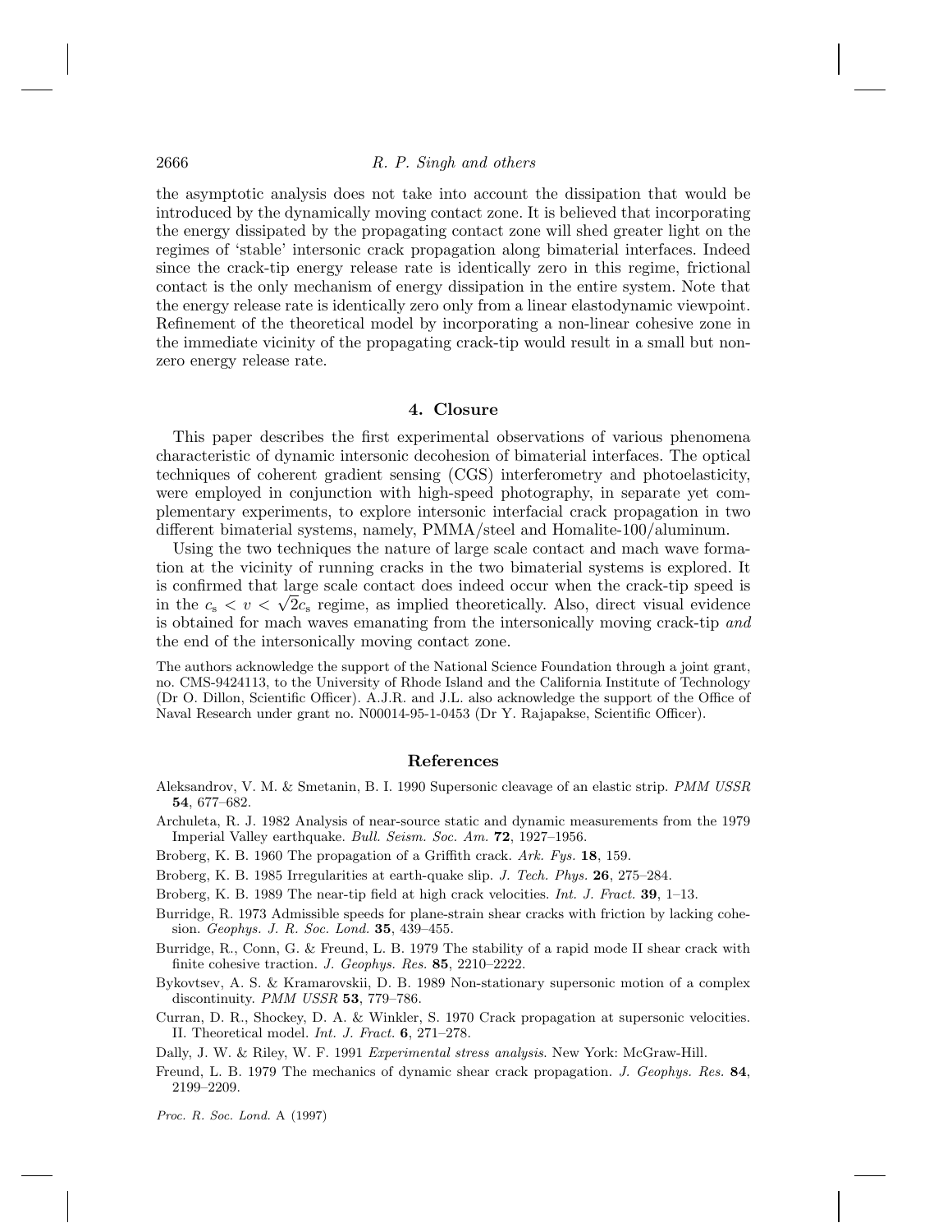the asymptotic analysis does not take into account the dissipation that would be introduced by the dynamically moving contact zone. It is believed that incorporating the energy dissipated by the propagating contact zone will shed greater light on the regimes of 'stable' intersonic crack propagation along bimaterial interfaces. Indeed since the crack-tip energy release rate is identically zero in this regime, frictional contact is the only mechanism of energy dissipation in the entire system. Note that the energy release rate is identically zero only from a linear elastodynamic viewpoint. Refinement of the theoretical model by incorporating a non-linear cohesive zone in the immediate vicinity of the propagating crack-tip would result in a small but non-zero energy release rate.

## 4. Closure

This paper describes the first experimental observations of various phenomena characteristic of dynamic intersonic decohesion of bimaterial interfaces. The optical techniques of coherent gradient sensing (CGS) interferometry and photoelasticity, were employed in conjunction with high-speed photography, in separate yet complementary experiments, to explore intersonic interfacial crack propagation in two different bimaterial systems, namely, PMMA/steel and Homalite-100/aluminum.

Using the two techniques the nature of large scale contact and mach wave formation at the vicinity of running cracks in the two bimaterial systems is explored. It is confirmed that large scale contact does indeed occur when the crack-tip speed is in the $c_s < v < \sqrt{2}c_s$ regime, as implied theoretically. Also, direct visual evidence is obtained for mach waves emanating from the intersonically moving crack-tip *and* the end of the intersonically moving contact zone.

The authors acknowledge the support of the National Science Foundation through a joint grant, no. CMS-9424113, to the University of Rhode Island and the California Institute of Technology (Dr O. Dillon, Scientific Officer). A.J.R. and J.L. also acknowledge the support of the Office of Naval Research under grant no. N00014-95-1-0453 (Dr Y. Rajapakse, Scientific Officer).

## References

Aleksandrov, V. M. & Smetanin, B. I. 1990 Supersonic cleavage of an elastic strip. *PMM USSR* **54**, 677–682.

Archuleta, R. J. 1982 Analysis of near-source static and dynamic measurements from the 1979 Imperial Valley earthquake. *Bull. Seism. Soc. Am.* **72**, 1927–1956.

Broberg, K. B. 1960 The propagation of a Griffith crack. *Ark. Fys.* **18**, 159.

Broberg, K. B. 1985 Irregularities at earth-quake slip. *J. Tech. Phys.* **26**, 275–284.

Broberg, K. B. 1989 The near-tip field at high crack velocities. *Int. J. Fract.* **39**, 1–13.

Burridge, R. 1973 Admissible speeds for plane-strain shear cracks with friction by lacking cohesion. *Geophys. J. R. Soc. Lond.* **35**, 439–455.

Burridge, R., Conn, G. & Freund, L. B. 1979 The stability of a rapid mode II shear crack with finite cohesive traction. *J. Geophys. Res.* **85**, 2210–2222.

Bykovtsev, A. S. & Kramarovskii, D. B. 1989 Non-stationary supersonic motion of a complex discontinuity. *PMM USSR* **53**, 779–786.

Curran, D. R., Shockey, D. A. & Winkler, S. 1970 Crack propagation at supersonic velocities. II. Theoretical model. *Int. J. Fract.* **6**, 271–278.

Dally, J. W. & Riley, W. F. 1991 *Experimental stress analysis*. New York: McGraw-Hill.

Freund, L. B. 1979 The mechanics of dynamic shear crack propagation. *J. Geophys. Res.* **84**, 2199–2209.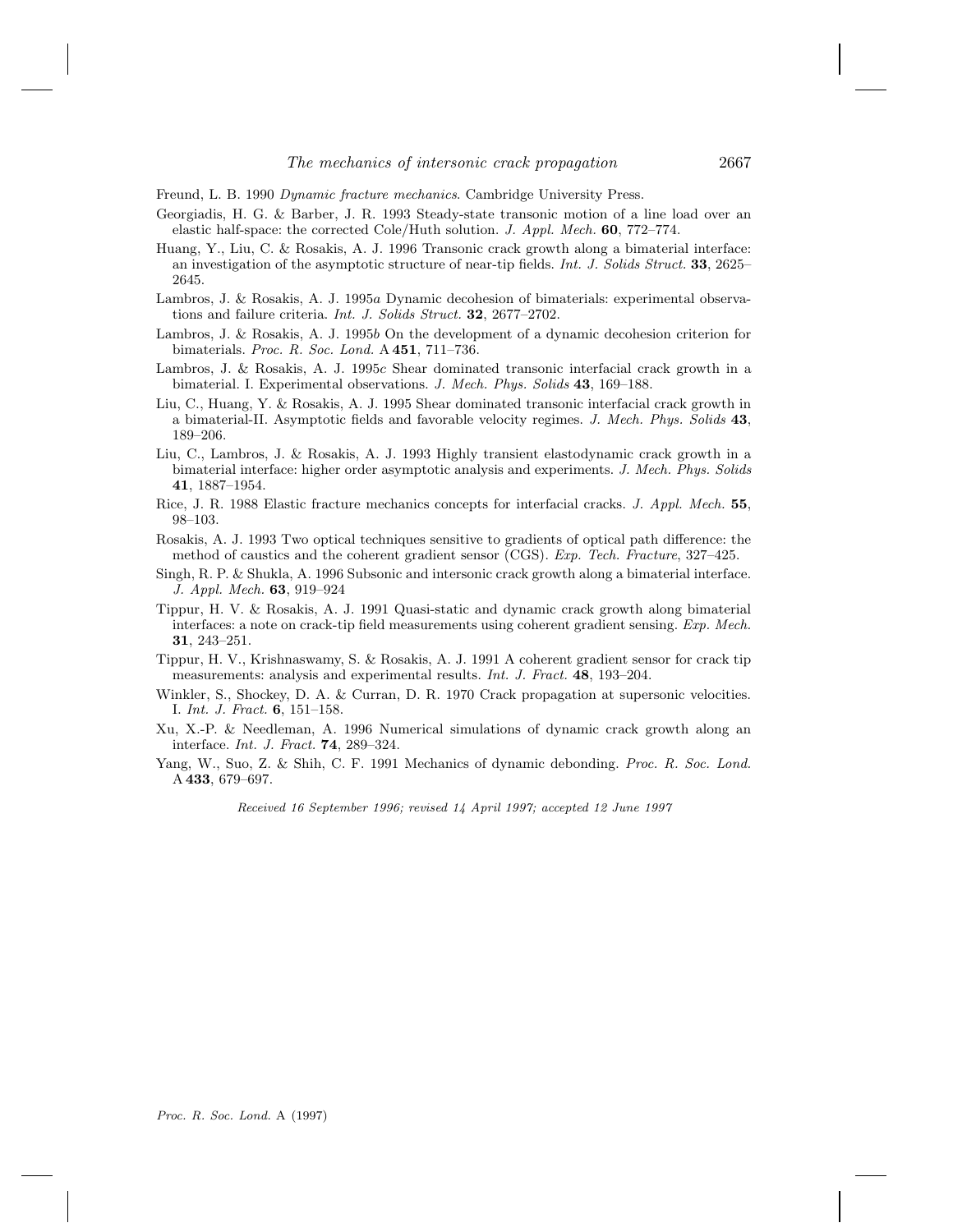Freund, L. B. 1990 *Dynamic fracture mechanics*. Cambridge University Press.

Georgiadis, H. G. & Barber, J. R. 1993 Steady-state transonic motion of a line load over an elastic half-space: the corrected Cole/Huth solution. *J. Appl. Mech.* **60**, 772–774.

Huang, Y., Liu, C. & Rosakis, A. J. 1996 Transonic crack growth along a bimaterial interface: an investigation of the asymptotic structure of near-tip fields. *Int. J. Solids Struct.* **33**, 2625–2645.

Lambros, J. & Rosakis, A. J. 1995*a* Dynamic decohesion of bimaterials: experimental observations and failure criteria. *Int. J. Solids Struct.* **32**, 2677–2702.

Lambros, J. & Rosakis, A. J. 1995*b* On the development of a dynamic decohesion criterion for bimaterials. *Proc. R. Soc. Lond.* A **451**, 711–736.

Lambros, J. & Rosakis, A. J. 1995*c* Shear dominated transonic interfacial crack growth in a bimaterial. I. Experimental observations. *J. Mech. Phys. Solids* **43**, 169–188.

Liu, C., Huang, Y. & Rosakis, A. J. 1995 Shear dominated transonic interfacial crack growth in a bimaterial-II. Asymptotic fields and favorable velocity regimes. *J. Mech. Phys. Solids* **43**, 189–206.

Liu, C., Lambros, J. & Rosakis, A. J. 1993 Highly transient elastodynamic crack growth in a bimaterial interface: higher order asymptotic analysis and experiments. *J. Mech. Phys. Solids* **41**, 1887–1954.

Rice, J. R. 1988 Elastic fracture mechanics concepts for interfacial cracks. *J. Appl. Mech.* **55**, 98–103.

Rosakis, A. J. 1993 Two optical techniques sensitive to gradients of optical path difference: the method of caustics and the coherent gradient sensor (CGS). *Exp. Tech. Fracture*, 327–425.

Singh, R. P. & Shukla, A. 1996 Subsonic and intersonic crack growth along a bimaterial interface. *J. Appl. Mech.* **63**, 919–924

Tippur, H. V. & Rosakis, A. J. 1991 Quasi-static and dynamic crack growth along bimaterial interfaces: a note on crack-tip field measurements using coherent gradient sensing. *Exp. Mech.* **31**, 243–251.

Tippur, H. V., Krishnaswamy, S. & Rosakis, A. J. 1991 A coherent gradient sensor for crack tip measurements: analysis and experimental results. *Int. J. Fract.* **48**, 193–204.

Winkler, S., Shockey, D. A. & Curran, D. R. 1970 Crack propagation at supersonic velocities. I. *Int. J. Fract.* **6**, 151–158.

Xu, X.-P. & Needleman, A. 1996 Numerical simulations of dynamic crack growth along an interface. *Int. J. Fract.* **74**, 289–324.

Yang, W., Suo, Z. & Shih, C. F. 1991 Mechanics of dynamic debonding. *Proc. R. Soc. Lond.* A **433**, 679–697.

*Received 16 September 1996; revised 14 April 1997; accepted 12 June 1997*